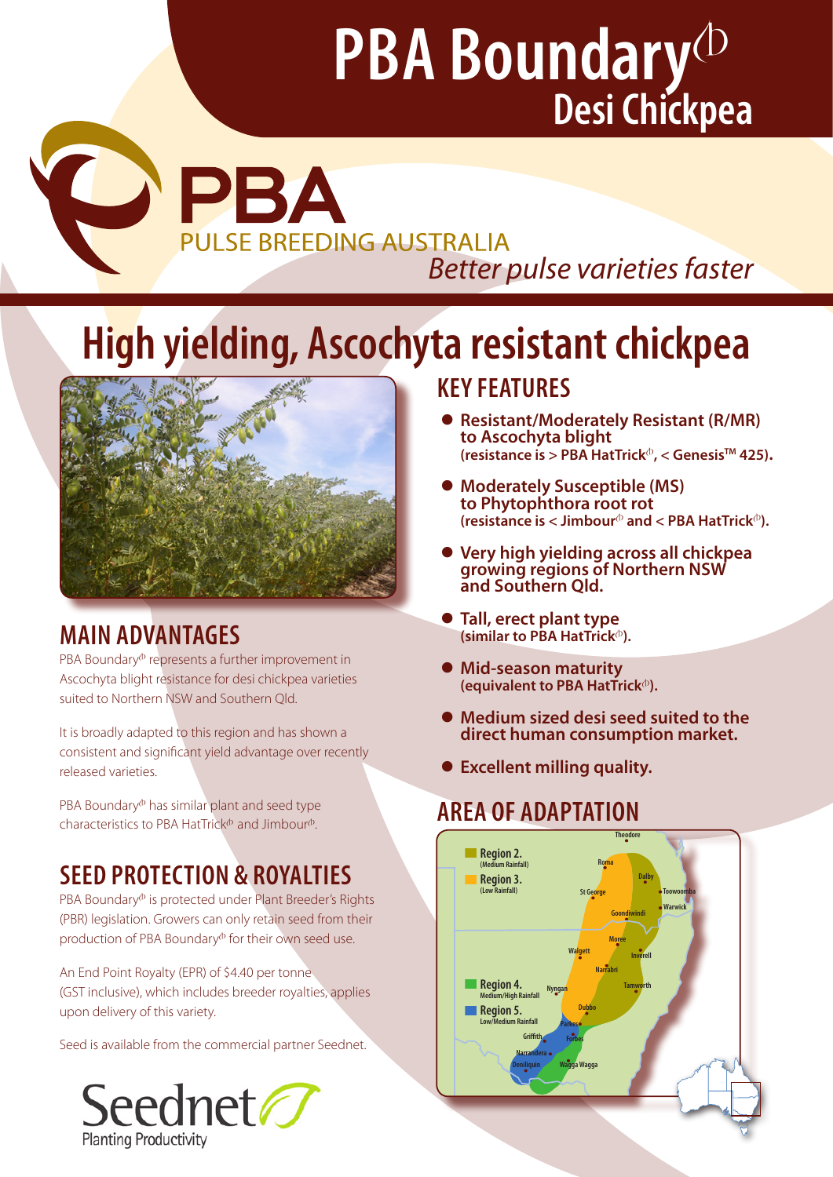# PBA Boundary⊕ Desi Chickpea

PBA
PULSE BREEDING AUSTRALIA
*Better pulse varieties faster*

# High yielding, Ascochyta resistant chickpea

## MAIN ADVANTAGES

PBA Boundary⊕ represents a further improvement in Ascochyta blight resistance for desi chickpea varieties suited to Northern NSW and Southern Qld.

It is broadly adapted to this region and has shown a consistent and significant yield advantage over recently released varieties.

PBA Boundary⊕ has similar plant and seed type characteristics to PBA HatTrick⊕ and Jimbour⊕.

## SEED PROTECTION & ROYALTIES

PBA Boundary⊕ is protected under Plant Breeder's Rights (PBR) legislation. Growers can only retain seed from their production of PBA Boundary⊕ for their own seed use.

An End Point Royalty (EPR) of $4.40 per tonne (GST inclusive), which includes breeder royalties, applies upon delivery of this variety.

Seed is available from the commercial partner Seednet.

Seednet
Planting Productivity

## KEY FEATURES

- **Resistant/Moderately Resistant (R/MR) to Ascochyta blight**
  **(resistance is > PBA HatTrick⊕, < Genesis™ 425).**
- **Moderately Susceptible (MS) to Phytophthora root rot**
  **(resistance is < Jimbour⊕ and < PBA HatTrick⊕).**
- **Very high yielding across all chickpea growing regions of Northern NSW and Southern Qld.**
- **Tall, erect plant type**
  **(similar to PBA HatTrick⊕).**
- **Mid-season maturity**
  **(equivalent to PBA HatTrick⊕).**
- **Medium sized desi seed suited to the direct human consumption market.**
- **Excellent milling quality.**

## AREA OF ADAPTATION

- Region 2. (Medium Rainfall)
- Region 3. (Low Rainfall)
- Region 4. Medium/High Rainfall
- Region 5. Low/Medium Rainfall

Theodore, Roma, Dalby, Toowoomba, St George, Warwick, Goondiwindi, Moree, Inverell, Walgett, Narrabri, Tamworth, Nyngan, Dubbo, Parkes, Forbes, Griffith, Narrandera, Deniliquin, Wagga Wagga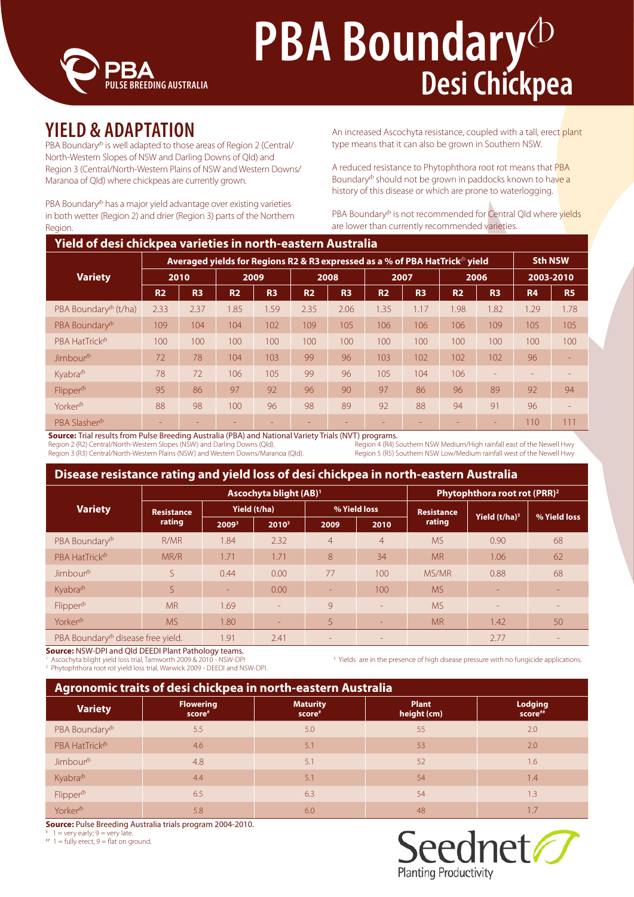# PBA Boundary⊕ Desi Chickpea

PBA PULSE BREEDING AUSTRALIA

## YIELD & ADAPTATION

PBA Boundary⊕ is well adapted to those areas of Region 2 (Central/North-Western Slopes of NSW and Darling Downs of Qld) and Region 3 (Central/North-Western Plains of NSW and Western Downs/Maranoa of Qld) where chickpeas are currently grown.

PBA Boundary⊕ has a major yield advantage over existing varieties in both wetter (Region 2) and drier (Region 3) parts of the Northern Region.

An increased Ascochyta resistance, coupled with a tall, erect plant type means that it can also be grown in Southern NSW.

A reduced resistance to Phytophthora root rot means that PBA Boundary⊕ should not be grown in paddocks known to have a history of this disease or which are prone to waterlogging.

PBA Boundary⊕ is not recommended for Central Qld where yields are lower than currently recommended varieties.

### Yield of desi chickpea varieties in north-eastern Australia

| Variety | Averaged yields for Regions R2 & R3 expressed as a % of PBA HatTrick⊕ yield | | | | | | | | | | Sth NSW | |
|---|---|---|---|---|---|---|---|---|---|---|---|---|
| | 2010 | | 2009 | | 2008 | | 2007 | | 2006 | | 2003-2010 | |
| | R2 | R3 | R2 | R3 | R2 | R3 | R2 | R3 | R2 | R3 | R4 | R5 |
| PBA Boundary⊕ (t/ha) | 2.33 | 2.37 | 1.85 | 1.59 | 2.35 | 2.06 | 1.35 | 1.17 | 1.98 | 1.82 | 1.29 | 1.78 |
| PBA Boundary⊕ | 109 | 104 | 104 | 102 | 109 | 105 | 106 | 106 | 106 | 109 | 105 | 105 |
| PBA HatTrick⊕ | 100 | 100 | 100 | 100 | 100 | 100 | 100 | 100 | 100 | 100 | 100 | 100 |
| Jimbour⊕ | 72 | 78 | 104 | 103 | 99 | 96 | 103 | 102 | 102 | 102 | 96 | - |
| Kyabra⊕ | 78 | 72 | 106 | 105 | 99 | 96 | 105 | 104 | 106 | - | - | - |
| Flipper⊕ | 95 | 86 | 97 | 92 | 96 | 90 | 97 | 86 | 96 | 89 | 92 | 94 |
| Yorker⊕ | 88 | 98 | 100 | 96 | 98 | 89 | 92 | 88 | 94 | 91 | 96 | - |
| PBA Slasher⊕ | - | - | - | - | - | - | - | - | - | - | 110 | 111 |

**Source:** Trial results from Pulse Breeding Australia (PBA) and National Variety Trials (NVT) programs.
Region 2 (R2) Central/North-Western Slopes (NSW) and Darling Downs (Qld).
Region 3 (R3) Central/North-Western Plains (NSW) and Western Downs/Maranoa (Qld).
Region 4 (R4) Southern NSW Medium/High rainfall east of the Newell Hwy
Region 5 (R5) Southern NSW Low/Medium rainfall west of the Newell Hwy

### Disease resistance rating and yield loss of desi chickpea in north-eastern Australia

| Variety | Ascochyta blight (AB)[1] | | | | | Phytophthora root rot (PRR)[2] | | |
|---|---|---|---|---|---|---|---|---|
| | Resistance rating | Yield (t/ha) | | % Yield loss | | Resistance rating | Yield (t/ha)[3] | % Yield loss |
| | | 2009[3] | 2010[3] | 2009 | 2010 | | | |
| PBA Boundary⊕ | R/MR | 1.84 | 2.32 | 4 | 4 | MS | 0.90 | 68 |
| PBA HatTrick⊕ | MR/R | 1.71 | 1.71 | 8 | 34 | MR | 1.06 | 62 |
| Jimbour⊕ | S | 0.44 | 0.00 | 77 | 100 | MS/MR | 0.88 | 68 |
| Kyabra⊕ | S | - | 0.00 | - | 100 | MS | - | - |
| Flipper⊕ | MR | 1.69 | - | 9 | - | MS | - | - |
| Yorker⊕ | MS | 1.80 | - | 5 | - | MR | 1.42 | 50 |
| PBA Boundary⊕ disease free yield. | | 1.91 | 2.41 | - | - | | 2.77 | - |

**Source:** NSW-DPI and Qld DEEDI Plant Pathology teams.
[1] Ascochyta blight yield loss trial, Tamworth 2009 & 2010 - NSW-DPI
[2] Phytophthora root rot yield loss trial, Warwick 2009 - DEEDI and NSW-DPI.
[3] Yields are in the presence of high disease pressure with no fungicide applications.

### Agronomic traits of desi chickpea in north-eastern Australia

| Variety | Flowering score[#] | Maturity score[#] | Plant height (cm) | Lodging score[##] |
|---|---|---|---|---|
| PBA Boundary⊕ | 5.5 | 5.0 | 55 | 2.0 |
| PBA HatTrick⊕ | 4.6 | 5.1 | 53 | 2.0 |
| Jimbour⊕ | 4.8 | 5.1 | 52 | 1.6 |
| Kyabra⊕ | 4.4 | 5.1 | 54 | 1.4 |
| Flipper⊕ | 6.5 | 6.3 | 54 | 1.3 |
| Yorker⊕ | 5.8 | 6.0 | 48 | 1.7 |

**Source:** Pulse Breeding Australia trials program 2004-2010.
[#] 1 = very early; 9 = very late.
[##] 1 = fully erect, 9 = flat on ground.

Seednet Planting Productivity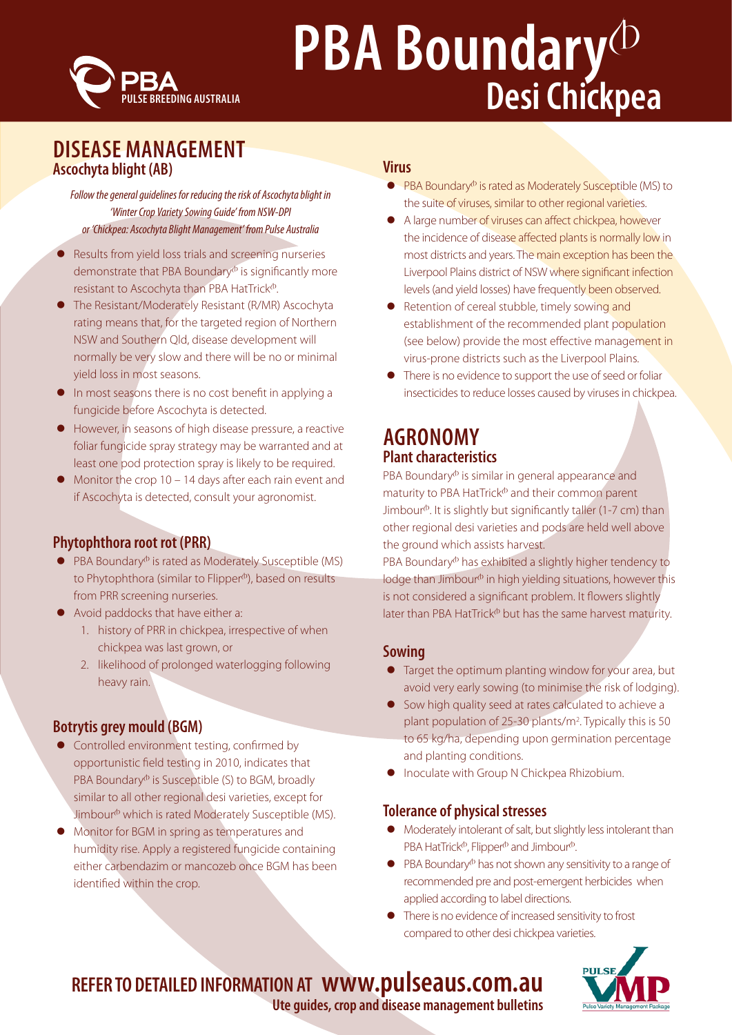# PBA Boundary^(h) Desi Chickpea

## DISEASE MANAGEMENT

### Ascochyta blight (AB)

*Follow the general guidelines for reducing the risk of Ascochyta blight in 'Winter Crop Variety Sowing Guide' from NSW-DPI or 'Chickpea: Ascochyta Blight Management' from Pulse Australia*

- Results from yield loss trials and screening nurseries demonstrate that PBA Boundary^(h) is significantly more resistant to Ascochyta than PBA HatTrick^(h).
- The Resistant/Moderately Resistant (R/MR) Ascochyta rating means that, for the targeted region of Northern NSW and Southern Qld, disease development will normally be very slow and there will be no or minimal yield loss in most seasons.
- In most seasons there is no cost benefit in applying a fungicide before Ascochyta is detected.
- However, in seasons of high disease pressure, a reactive foliar fungicide spray strategy may be warranted and at least one pod protection spray is likely to be required.
- Monitor the crop 10 – 14 days after each rain event and if Ascochyta is detected, consult your agronomist.

### Phytophthora root rot (PRR)

- PBA Boundary^(h) is rated as Moderately Susceptible (MS) to Phytophthora (similar to Flipper^(h)), based on results from PRR screening nurseries.
- Avoid paddocks that have either a:
  1. history of PRR in chickpea, irrespective of when chickpea was last grown, or
  2. likelihood of prolonged waterlogging following heavy rain.

### Botrytis grey mould (BGM)

- Controlled environment testing, confirmed by opportunistic field testing in 2010, indicates that PBA Boundary^(h) is Susceptible (S) to BGM, broadly similar to all other regional desi varieties, except for Jimbour^(h) which is rated Moderately Susceptible (MS).
- Monitor for BGM in spring as temperatures and humidity rise. Apply a registered fungicide containing either carbendazim or mancozeb once BGM has been identified within the crop.

### Virus

- PBA Boundary^(h) is rated as Moderately Susceptible (MS) to the suite of viruses, similar to other regional varieties.
- A large number of viruses can affect chickpea, however the incidence of disease affected plants is normally low in most districts and years. The main exception has been the Liverpool Plains district of NSW where significant infection levels (and yield losses) have frequently been observed.
- Retention of cereal stubble, timely sowing and establishment of the recommended plant population (see below) provide the most effective management in virus-prone districts such as the Liverpool Plains.
- There is no evidence to support the use of seed or foliar insecticides to reduce losses caused by viruses in chickpea.

## AGRONOMY

### Plant characteristics

PBA Boundary^(h) is similar in general appearance and maturity to PBA HatTrick^(h) and their common parent Jimbour^(h). It is slightly but significantly taller (1-7 cm) than other regional desi varieties and pods are held well above the ground which assists harvest.

PBA Boundary^(h) has exhibited a slightly higher tendency to lodge than Jimbour^(h) in high yielding situations, however this is not considered a significant problem. It flowers slightly later than PBA HatTrick^(h) but has the same harvest maturity.

### Sowing

- Target the optimum planting window for your area, but avoid very early sowing (to minimise the risk of lodging).
- Sow high quality seed at rates calculated to achieve a plant population of 25-30 plants/m$^2$. Typically this is 50 to 65 kg/ha, depending upon germination percentage and planting conditions.
- Inoculate with Group N Chickpea Rhizobium.

### Tolerance of physical stresses

- Moderately intolerant of salt, but slightly less intolerant than PBA HatTrick^(h), Flipper^(h) and Jimbour^(h).
- PBA Boundary^(h) has not shown any sensitivity to a range of recommended pre and post-emergent herbicides when applied according to label directions.
- There is no evidence of increased sensitivity to frost compared to other desi chickpea varieties.

**REFER TO DETAILED INFORMATION AT www.pulseaus.com.au**
**Ute guides, crop and disease management bulletins**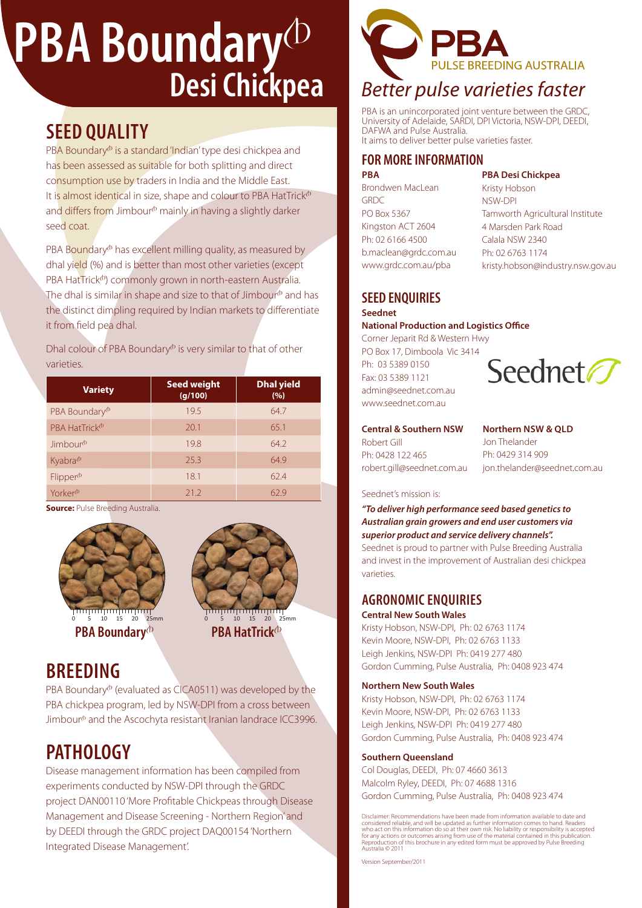# PBA Boundary⊕ Desi Chickpea

## SEED QUALITY

PBA Boundary⊕ is a standard 'Indian' type desi chickpea and has been assessed as suitable for both splitting and direct consumption use by traders in India and the Middle East. It is almost identical in size, shape and colour to PBA HatTrick⊕ and differs from Jimbour⊕ mainly in having a slightly darker seed coat.

PBA Boundary⊕ has excellent milling quality, as measured by dhal yield (%) and is better than most other varieties (except PBA HatTrick⊕) commonly grown in north-eastern Australia. The dhal is similar in shape and size to that of Jimbour⊕ and has the distinct dimpling required by Indian markets to differentiate it from field pea dhal.

Dhal colour of PBA Boundary⊕ is very similar to that of other varieties.

| Variety | Seed weight (g/100) | Dhal yield (%) |
|---|---|---|
| PBA Boundary⊕ | 19.5 | 64.7 |
| PBA HatTrick⊕ | 20.1 | 65.1 |
| Jimbour⊕ | 19.8 | 64.2 |
| Kyabra⊕ | 25.3 | 64.9 |
| Flipper⊕ | 18.1 | 62.4 |
| Yorker⊕ | 21.2 | 62.9 |

**Source:** Pulse Breeding Australia.

0 5 10 15 20 25mm
PBA Boundary⊕

0 5 10 15 20 25mm
PBA HatTrick⊕

## BREEDING

PBA Boundary⊕ (evaluated as CICA0511) was developed by the PBA chickpea program, led by NSW-DPI from a cross between Jimbour⊕ and the Ascochyta resistant Iranian landrace ICC3996.

## PATHOLOGY

Disease management information has been compiled from experiments conducted by NSW-DPI through the GRDC project DAN00110 'More Profitable Chickpeas through Disease Management and Disease Screening - Northern Region' and by DEEDI through the GRDC project DAQ00154 'Northern Integrated Disease Management'.

PBA
PULSE BREEDING AUSTRALIA

*Better pulse varieties faster*

PBA is an unincorporated joint venture between the GRDC, University of Adelaide, SARDI, DPI Victoria, NSW-DPI, DEEDI, DAFWA and Pulse Australia.
It aims to deliver better pulse varieties faster.

## FOR MORE INFORMATION

**PBA**
Brondwen MacLean
GRDC
PO Box 5367
Kingston ACT 2604
Ph: 02 6166 4500
b.maclean@grdc.com.au
www.grdc.com.au/pba

**PBA Desi Chickpea**
Kristy Hobson
NSW-DPI
Tamworth Agricultural Institute
4 Marsden Park Road
Calala NSW 2340
Ph: 02 6763 1174
kristy.hobson@industry.nsw.gov.au

## SEED ENQUIRIES

**Seednet**
**National Production and Logistics Office**
Corner Jeparit Rd & Western Hwy
PO Box 17, Dimboola Vic 3414
Ph: 03 5389 0150
Fax: 03 5389 1121
admin@seednet.com.au
www.seednet.com.au

Seednet

**Central & Southern NSW**
Robert Gill
Ph: 0428 122 465
robert.gill@seednet.com.au

**Northern NSW & QLD**
Jon Thelander
Ph: 0429 314 909
jon.thelander@seednet.com.au

Seednet's mission is:

***"To deliver high performance seed based genetics to Australian grain growers and end user customers via superior product and service delivery channels".***

Seednet is proud to partner with Pulse Breeding Australia and invest in the improvement of Australian desi chickpea varieties.

## AGRONOMIC ENQUIRIES

**Central New South Wales**
Kristy Hobson, NSW-DPI, Ph: 02 6763 1174
Kevin Moore, NSW-DPI, Ph: 02 6763 1133
Leigh Jenkins, NSW-DPI Ph: 0419 277 480
Gordon Cumming, Pulse Australia, Ph: 0408 923 474

**Northern New South Wales**
Kristy Hobson, NSW-DPI, Ph: 02 6763 1174
Kevin Moore, NSW-DPI, Ph: 02 6763 1133
Leigh Jenkins, NSW-DPI Ph: 0419 277 480
Gordon Cumming, Pulse Australia, Ph: 0408 923 474

**Southern Queensland**
Col Douglas, DEEDI, Ph: 07 4660 3613
Malcolm Ryley, DEEDI, Ph: 07 4688 1316
Gordon Cumming, Pulse Australia, Ph: 0408 923 474

Disclaimer: Recommendations have been made from information available to date and considered reliable, and will be updated as further information comes to hand. Readers who act on this information do so at their own risk. No liability or responsibility is accepted for any actions or outcomes arising from use of the material contained in this publication. Reproduction of this brochure in any edited form must be approved by Pulse Breeding Australia © 2011

Version September/2011